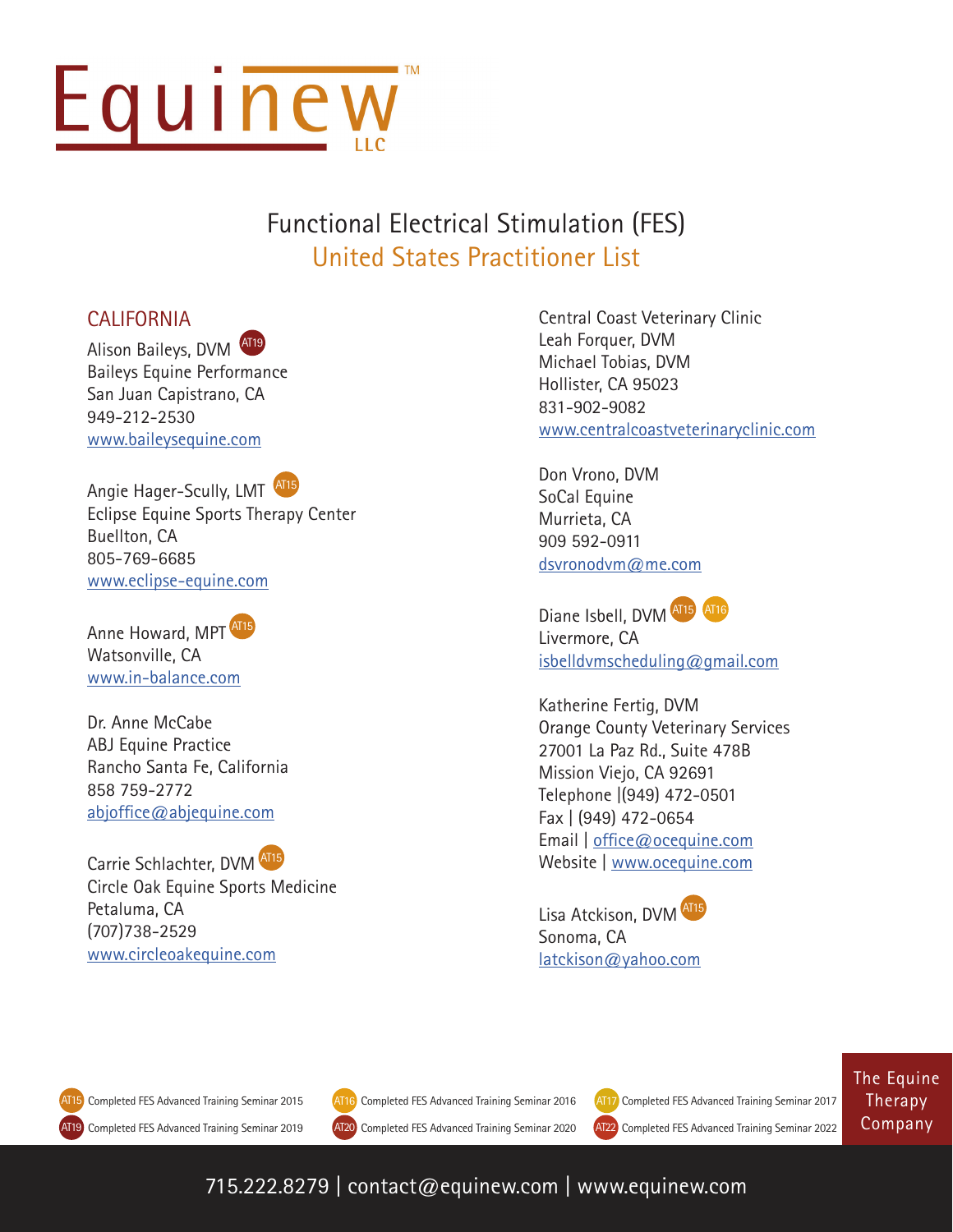# Equinew LLC

## Functional Electrical Stimulation (FES)
## United States Practitioner List

### CALIFORNIA

Alison Baileys, DVM (AT19)
Baileys Equine Performance
San Juan Capistrano, CA
949-212-2530
www.baileysequine.com

Angie Hager-Scully, LMT (AT15)
Eclipse Equine Sports Therapy Center
Buellton, CA
805-769-6685
www.eclipse-equine.com

Anne Howard, MPT (AT15)
Watsonville, CA
www.in-balance.com

Dr. Anne McCabe
ABJ Equine Practice
Rancho Santa Fe, California
858 759-2772
abjoffice@abjequine.com

Carrie Schlachter, DVM (AT15)
Circle Oak Equine Sports Medicine
Petaluma, CA
(707)738-2529
www.circleoakequine.com

Central Coast Veterinary Clinic
Leah Forquer, DVM
Michael Tobias, DVM
Hollister, CA 95023
831-902-9082
www.centralcoastveterinaryclinic.com

Don Vrono, DVM
SoCal Equine
Murrieta, CA
909 592-0911
dsvronodvm@me.com

Diane Isbell, DVM (AT15) (AT16)
Livermore, CA
isbelldvmscheduling@gmail.com

Katherine Fertig, DVM
Orange County Veterinary Services
27001 La Paz Rd., Suite 478B
Mission Viejo, CA 92691
Telephone |(949) 472-0501
Fax | (949) 472-0654
Email | office@ocequine.com
Website | www.ocequine.com

Lisa Atckison, DVM (AT15)
Sonoma, CA
latckison@yahoo.com

---

AT15 Completed FES Advanced Training Seminar 2015
AT16 Completed FES Advanced Training Seminar 2016
AT17 Completed FES Advanced Training Seminar 2017
AT19 Completed FES Advanced Training Seminar 2019
AT20 Completed FES Advanced Training Seminar 2020
AT22 Completed FES Advanced Training Seminar 2022

The Equine Therapy Company

715.222.8279 | contact@equinew.com | www.equinew.com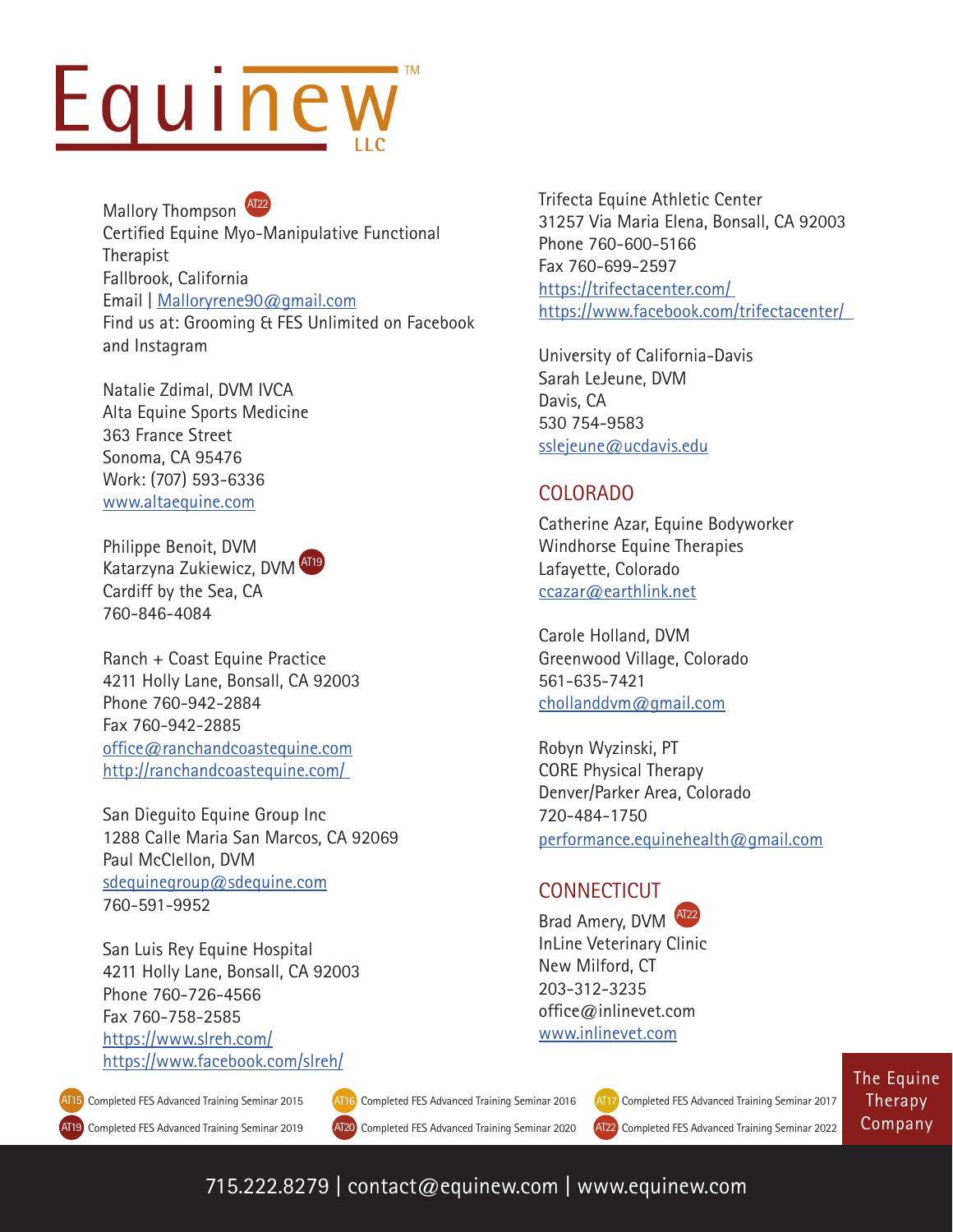# Equinew™ LLC

Mallory Thompson AT22
Certified Equine Myo-Manipulative Functional Therapist
Fallbrook, California
Email | Malloryrene90@gmail.com
Find us at: Grooming & FES Unlimited on Facebook and Instagram

Natalie Zdimal, DVM IVCA
Alta Equine Sports Medicine
363 France Street
Sonoma, CA 95476
Work: (707) 593-6336
www.altaequine.com

Philippe Benoit, DVM
Katarzyna Zukiewicz, DVM AT19
Cardiff by the Sea, CA
760-846-4084

Ranch + Coast Equine Practice
4211 Holly Lane, Bonsall, CA 92003
Phone 760-942-2884
Fax 760-942-2885
office@ranchandcoastequine.com
http://ranchandcoastequine.com/

San Dieguito Equine Group Inc
1288 Calle Maria San Marcos, CA 92069
Paul McClellon, DVM
sdequinegroup@sdequine.com
760-591-9952

San Luis Rey Equine Hospital
4211 Holly Lane, Bonsall, CA 92003
Phone 760-726-4566
Fax 760-758-2585
https://www.slreh.com/
https://www.facebook.com/slreh/

Trifecta Equine Athletic Center
31257 Via Maria Elena, Bonsall, CA 92003
Phone 760-600-5166
Fax 760-699-2597
https://trifectacenter.com/
https://www.facebook.com/trifectacenter/

University of California-Davis
Sarah LeJeune, DVM
Davis, CA
530 754-9583
sslejeune@ucdavis.edu

## COLORADO

Catherine Azar, Equine Bodyworker
Windhorse Equine Therapies
Lafayette, Colorado
ccazar@earthlink.net

Carole Holland, DVM
Greenwood Village, Colorado
561-635-7421
chollanddvm@gmail.com

Robyn Wyzinski, PT
CORE Physical Therapy
Denver/Parker Area, Colorado
720-484-1750
performance.equinehealth@gmail.com

## CONNECTICUT

Brad Amery, DVM AT22
InLine Veterinary Clinic
New Milford, CT
203-312-3235
office@inlinevet.com
www.inlinevet.com

AT15 Completed FES Advanced Training Seminar 2015
AT16 Completed FES Advanced Training Seminar 2016
AT17 Completed FES Advanced Training Seminar 2017
AT19 Completed FES Advanced Training Seminar 2019
AT20 Completed FES Advanced Training Seminar 2020
AT22 Completed FES Advanced Training Seminar 2022

The Equine Therapy Company

715.222.8279 | contact@equinew.com | www.equinew.com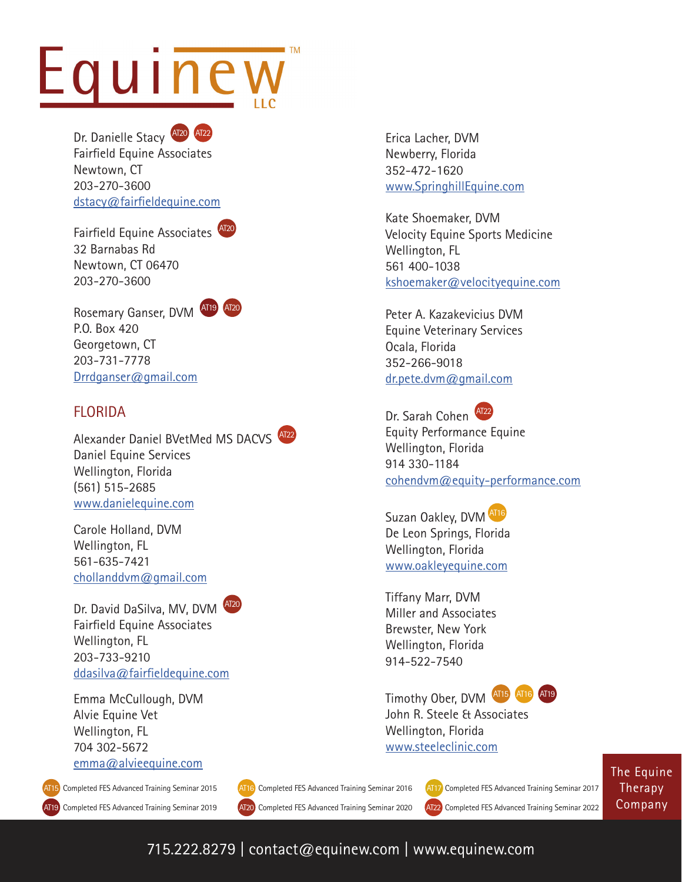# Equinew LLC

Dr. Danielle Stacy AT20 AT22
Fairfield Equine Associates
Newtown, CT
203-270-3600
dstacy@fairfieldequine.com

Fairfield Equine Associates AT20
32 Barnabas Rd
Newtown, CT 06470
203-270-3600

Rosemary Ganser, DVM AT19 AT20
P.O. Box 420
Georgetown, CT
203-731-7778
Drrdganser@gmail.com

## FLORIDA

Alexander Daniel BVetMed MS DACVS AT22
Daniel Equine Services
Wellington, Florida
(561) 515-2685
www.danielequine.com

Carole Holland, DVM
Wellington, FL
561-635-7421
chollanddvm@gmail.com

Dr. David DaSilva, MV, DVM AT20
Fairfield Equine Associates
Wellington, FL
203-733-9210
ddasilva@fairfieldequine.com

Emma McCullough, DVM
Alvie Equine Vet
Wellington, FL
704 302-5672
emma@alvieequine.com

Erica Lacher, DVM
Newberry, Florida
352-472-1620
www.SpringhillEquine.com

Kate Shoemaker, DVM
Velocity Equine Sports Medicine
Wellington, FL
561 400-1038
kshoemaker@velocityequine.com

Peter A. Kazakevicius DVM
Equine Veterinary Services
Ocala, Florida
352-266-9018
dr.pete.dvm@gmail.com

Dr. Sarah Cohen AT22
Equity Performance Equine
Wellington, Florida
914 330-1184
cohendvm@equity-performance.com

Suzan Oakley, DVM AT16
De Leon Springs, Florida
Wellington, Florida
www.oakleyequine.com

Tiffany Marr, DVM
Miller and Associates
Brewster, New York
Wellington, Florida
914-522-7540

Timothy Ober, DVM AT15 AT16 AT19
John R. Steele & Associates
Wellington, Florida
www.steeleclinic.com

AT15 Completed FES Advanced Training Seminar 2015
AT16 Completed FES Advanced Training Seminar 2016
AT17 Completed FES Advanced Training Seminar 2017
AT19 Completed FES Advanced Training Seminar 2019
AT20 Completed FES Advanced Training Seminar 2020
AT22 Completed FES Advanced Training Seminar 2022

The Equine Therapy Company

715.222.8279 | contact@equinew.com | www.equinew.com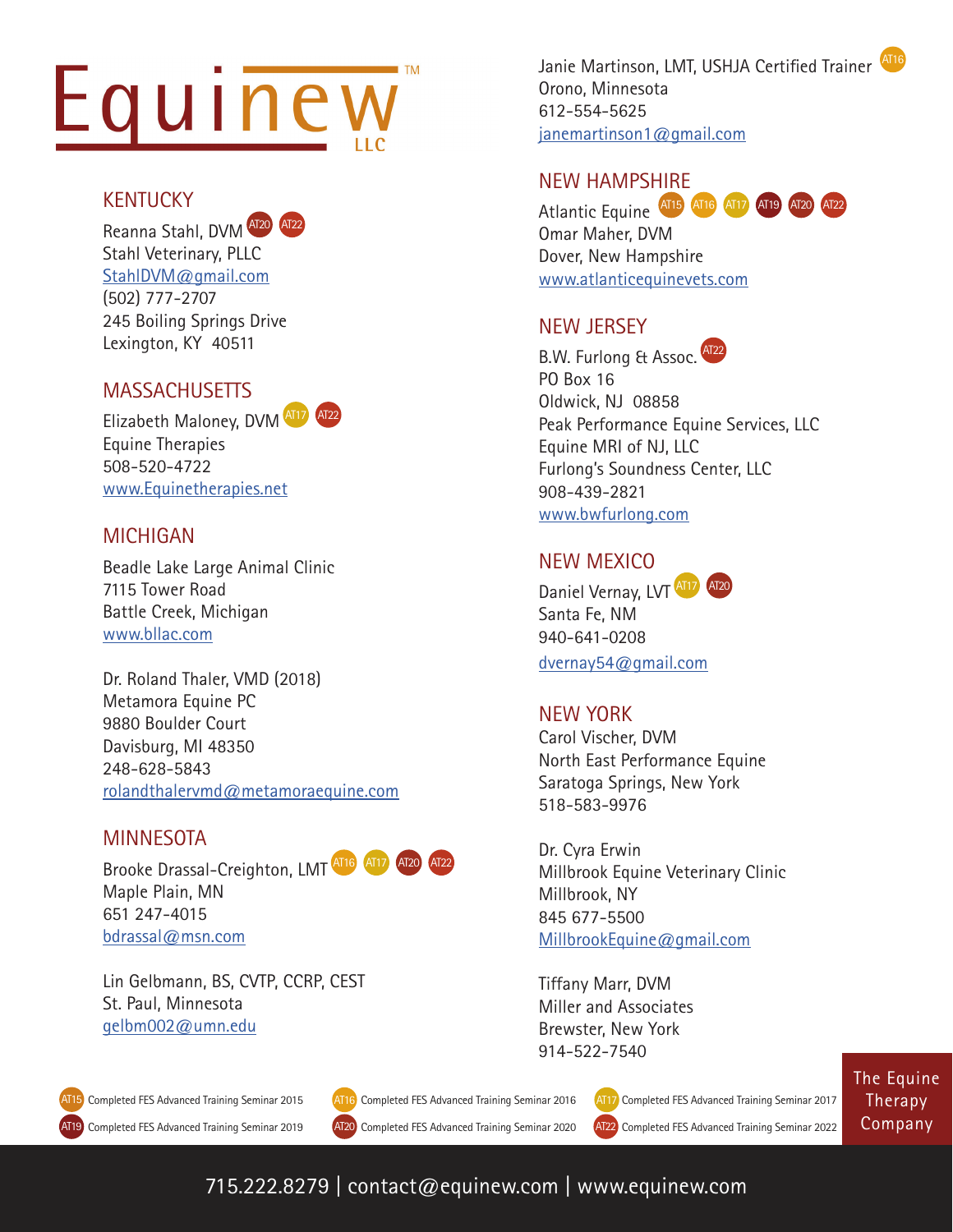# Equinew LLC

## KENTUCKY

Reanna Stahl, DVM AT20 AT22
Stahl Veterinary, PLLC
StahlDVM@gmail.com
(502) 777-2707
245 Boiling Springs Drive
Lexington, KY 40511

## MASSACHUSETTS

Elizabeth Maloney, DVM AT17 AT22
Equine Therapies
508-520-4722
www.Equinetherapies.net

## MICHIGAN

Beadle Lake Large Animal Clinic
7115 Tower Road
Battle Creek, Michigan
www.bllac.com

Dr. Roland Thaler, VMD (2018)
Metamora Equine PC
9880 Boulder Court
Davisburg, MI 48350
248-628-5843
rolandthalervmd@metamoraequine.com

## MINNESOTA

Brooke Drassal-Creighton, LMT AT16 AT17 AT20 AT22
Maple Plain, MN
651 247-4015
bdrassal@msn.com

Lin Gelbmann, BS, CVTP, CCRP, CEST
St. Paul, Minnesota
gelbm002@umn.edu

Janie Martinson, LMT, USHJA Certified Trainer AT16
Orono, Minnesota
612-554-5625
janemartinson1@gmail.com

## NEW HAMPSHIRE

Atlantic Equine AT15 AT16 AT17 AT19 AT20 AT22
Omar Maher, DVM
Dover, New Hampshire
www.atlanticequinevets.com

## NEW JERSEY

B.W. Furlong & Assoc. AT22
PO Box 16
Oldwick, NJ 08858
Peak Performance Equine Services, LLC
Equine MRI of NJ, LLC
Furlong's Soundness Center, LLC
908-439-2821
www.bwfurlong.com

## NEW MEXICO

Daniel Vernay, LVT AT17 AT20
Santa Fe, NM
940-641-0208
dvernay54@gmail.com

## NEW YORK

Carol Vischer, DVM
North East Performance Equine
Saratoga Springs, New York
518-583-9976

Dr. Cyra Erwin
Millbrook Equine Veterinary Clinic
Millbrook, NY
845 677-5500
MillbrookEquine@gmail.com

Tiffany Marr, DVM
Miller and Associates
Brewster, New York
914-522-7540

AT15 Completed FES Advanced Training Seminar 2015
AT16 Completed FES Advanced Training Seminar 2016
AT17 Completed FES Advanced Training Seminar 2017
AT19 Completed FES Advanced Training Seminar 2019
AT20 Completed FES Advanced Training Seminar 2020
AT22 Completed FES Advanced Training Seminar 2022

The Equine Therapy Company

715.222.8279 | contact@equinew.com | www.equinew.com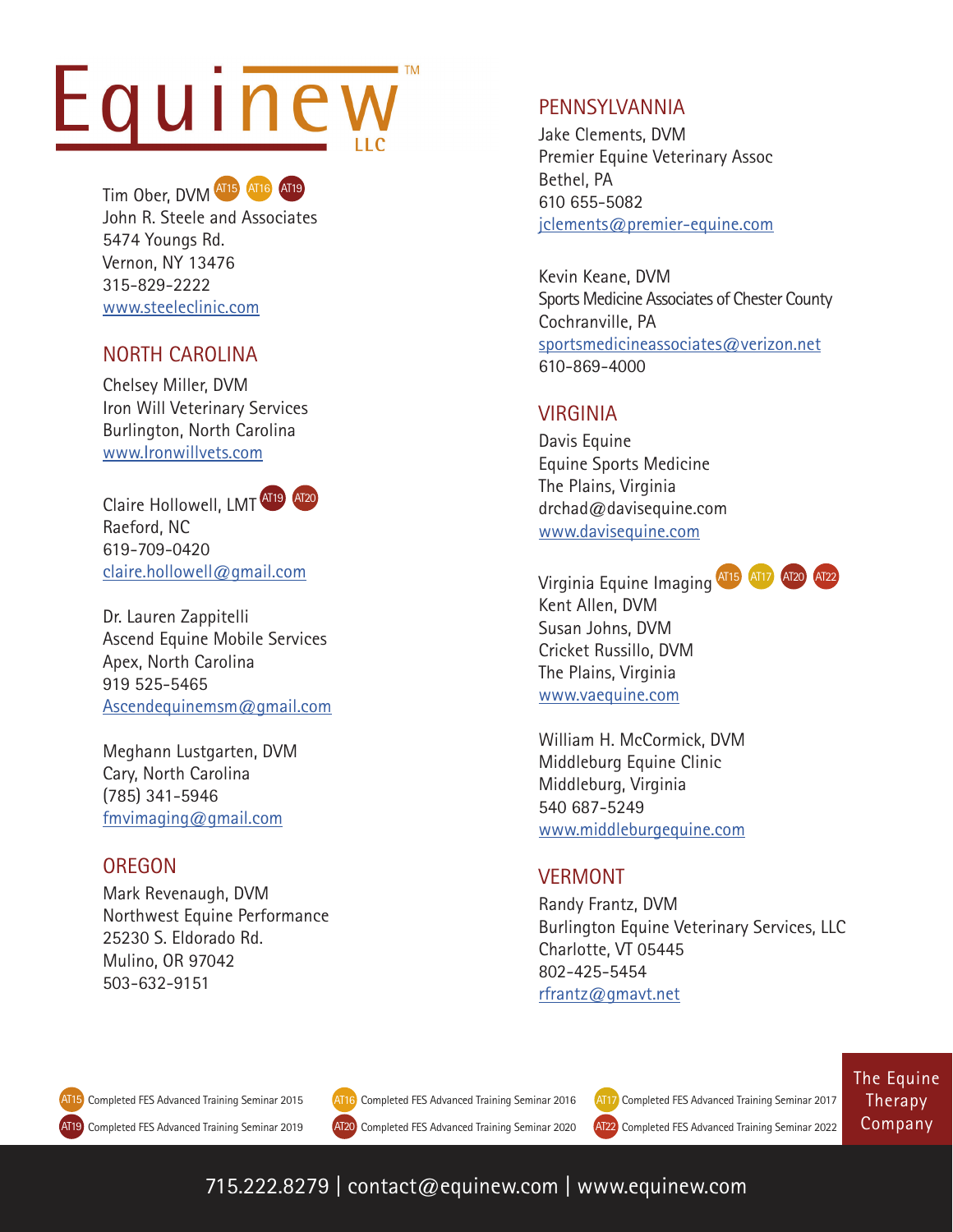# Equinew™ LLC

Tim Ober, DVM AT15 AT16 AT19
John R. Steele and Associates
5474 Youngs Rd.
Vernon, NY 13476
315-829-2222
www.steeleclinic.com

## NORTH CAROLINA

Chelsey Miller, DVM
Iron Will Veterinary Services
Burlington, North Carolina
www.Ironwillvets.com

Claire Hollowell, LMT AT19 AT20
Raeford, NC
619-709-0420
claire.hollowell@gmail.com

Dr. Lauren Zappitelli
Ascend Equine Mobile Services
Apex, North Carolina
919 525-5465
Ascendequinemsm@gmail.com

Meghann Lustgarten, DVM
Cary, North Carolina
(785) 341-5946
fmvimaging@gmail.com

## OREGON

Mark Revenaugh, DVM
Northwest Equine Performance
25230 S. Eldorado Rd.
Mulino, OR 97042
503-632-9151

## PENNSYLVANNIA

Jake Clements, DVM
Premier Equine Veterinary Assoc
Bethel, PA
610 655-5082
jclements@premier-equine.com

Kevin Keane, DVM
Sports Medicine Associates of Chester County
Cochranville, PA
sportsmedicineassociates@verizon.net
610-869-4000

## VIRGINIA

Davis Equine
Equine Sports Medicine
The Plains, Virginia
drchad@davisequine.com
www.davisequine.com

Virginia Equine Imaging AT15 AT17 AT20 AT22
Kent Allen, DVM
Susan Johns, DVM
Cricket Russillo, DVM
The Plains, Virginia
www.vaequine.com

William H. McCormick, DVM
Middleburg Equine Clinic
Middleburg, Virginia
540 687-5249
www.middleburgequine.com

## VERMONT

Randy Frantz, DVM
Burlington Equine Veterinary Services, LLC
Charlotte, VT 05445
802-425-5454
rfrantz@gmavt.net

AT15 Completed FES Advanced Training Seminar 2015
AT16 Completed FES Advanced Training Seminar 2016
AT17 Completed FES Advanced Training Seminar 2017
AT19 Completed FES Advanced Training Seminar 2019
AT20 Completed FES Advanced Training Seminar 2020
AT22 Completed FES Advanced Training Seminar 2022

The Equine Therapy Company

715.222.8279 | contact@equinew.com | www.equinew.com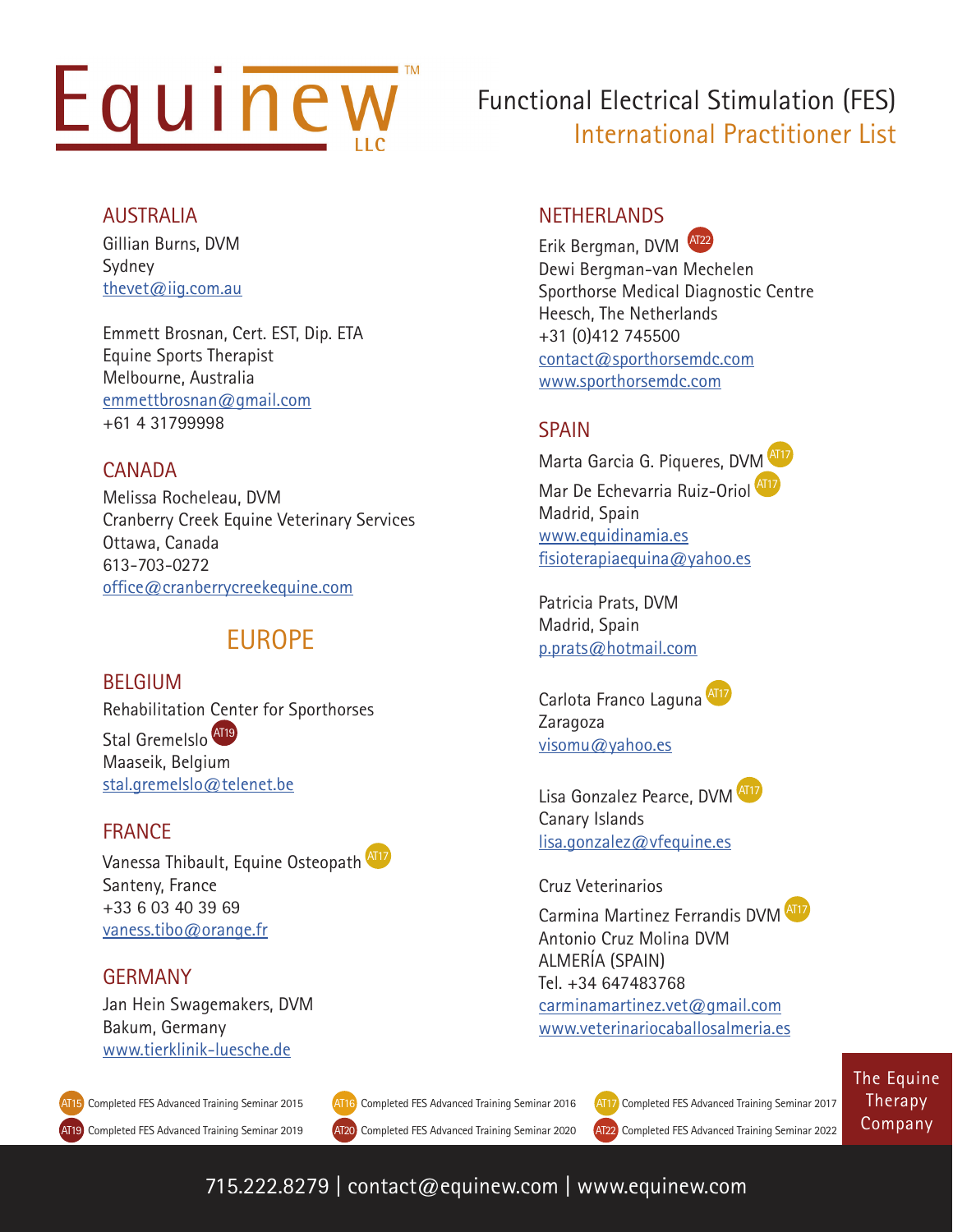# Equinew LLC

## Functional Electrical Stimulation (FES) International Practitioner List

### AUSTRALIA

Gillian Burns, DVM
Sydney
thevet@iig.com.au

Emmett Brosnan, Cert. EST, Dip. ETA
Equine Sports Therapist
Melbourne, Australia
emmettbrosnan@gmail.com
+61 4 31799998

### CANADA

Melissa Rocheleau, DVM
Cranberry Creek Equine Veterinary Services
Ottawa, Canada
613-703-0272
office@cranberrycreekequine.com

## EUROPE

### BELGIUM

Rehabilitation Center for Sporthorses
Stal Gremelslo AT19
Maaseik, Belgium
stal.gremelslo@telenet.be

### FRANCE

Vanessa Thibault, Equine Osteopath AT17
Santeny, France
+33 6 03 40 39 69
vaness.tibo@orange.fr

### GERMANY

Jan Hein Swagemakers, DVM
Bakum, Germany
www.tierklinik-luesche.de

### NETHERLANDS

Erik Bergman, DVM AT22
Dewi Bergman-van Mechelen
Sporthorse Medical Diagnostic Centre
Heesch, The Netherlands
+31 (0)412 745500
contact@sporthorsemdc.com
www.sporthorsemdc.com

### SPAIN

Marta Garcia G. Piqueres, DVM AT17
Mar De Echevarria Ruiz-Oriol AT17
Madrid, Spain
www.equidinamia.es
fisioterapiaequina@yahoo.es

Patricia Prats, DVM
Madrid, Spain
p.prats@hotmail.com

Carlota Franco Laguna AT17
Zaragoza
visomu@yahoo.es

Lisa Gonzalez Pearce, DVM AT17
Canary Islands
lisa.gonzalez@vfequine.es

Cruz Veterinarios

Carmina Martinez Ferrandis DVM AT17
Antonio Cruz Molina DVM
ALMERÍA (SPAIN)
Tel. +34 647483768
carminamartinez.vet@gmail.com
www.veterinariocaballosalmeria.es

---

AT15 Completed FES Advanced Training Seminar 2015
AT16 Completed FES Advanced Training Seminar 2016
AT17 Completed FES Advanced Training Seminar 2017
AT19 Completed FES Advanced Training Seminar 2019
AT20 Completed FES Advanced Training Seminar 2020
AT22 Completed FES Advanced Training Seminar 2022

The Equine Therapy Company

715.222.8279 | contact@equinew.com | www.equinew.com